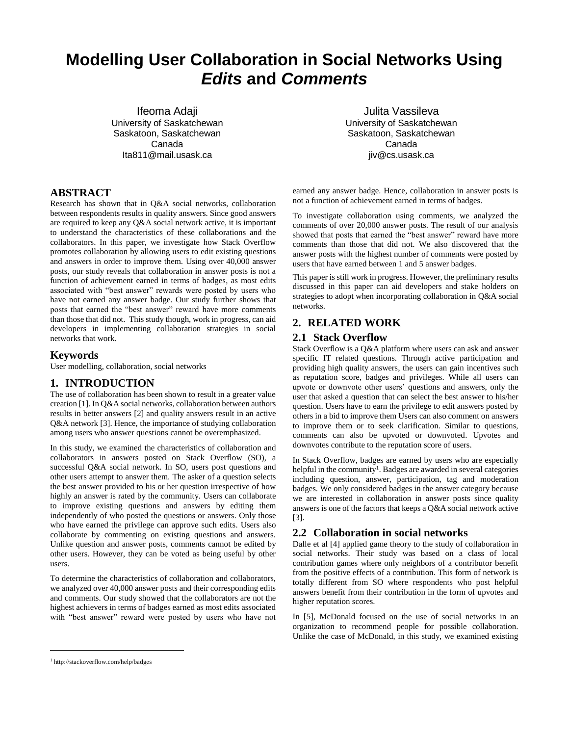# Modelling User Collaboration in Social Networks Using *Edits* and *Comments*

Ifeoma Adaji
University of Saskatchewan
Saskatoon, Saskatchewan
Canada
Ita811@mail.usask.ca

Julita Vassileva
University of Saskatchewan
Saskatoon, Saskatchewan
Canada
jiv@cs.usask.ca

## ABSTRACT

Research has shown that in Q&A social networks, collaboration between respondents results in quality answers. Since good answers are required to keep any Q&A social network active, it is important to understand the characteristics of these collaborations and the collaborators. In this paper, we investigate how Stack Overflow promotes collaboration by allowing users to edit existing questions and answers in order to improve them. Using over 40,000 answer posts, our study reveals that collaboration in answer posts is not a function of achievement earned in terms of badges, as most edits associated with "best answer" rewards were posted by users who have not earned any answer badge. Our study further shows that posts that earned the "best answer" reward have more comments than those that did not. This study though, work in progress, can aid developers in implementing collaboration strategies in social networks that work.

## Keywords

User modelling, collaboration, social networks

## 1. INTRODUCTION

The use of collaboration has been shown to result in a greater value creation [1]. In Q&A social networks, collaboration between authors results in better answers [2] and quality answers result in an active Q&A network [3]. Hence, the importance of studying collaboration among users who answer questions cannot be overemphasized.

In this study, we examined the characteristics of collaboration and collaborators in answers posted on Stack Overflow (SO), a successful Q&A social network. In SO, users post questions and other users attempt to answer them. The asker of a question selects the best answer provided to his or her question irrespective of how highly an answer is rated by the community. Users can collaborate to improve existing questions and answers by editing them independently of who posted the questions or answers. Only those who have earned the privilege can approve such edits. Users also collaborate by commenting on existing questions and answers. Unlike question and answer posts, comments cannot be edited by other users. However, they can be voted as being useful by other users.

To determine the characteristics of collaboration and collaborators, we analyzed over 40,000 answer posts and their corresponding edits and comments. Our study showed that the collaborators are not the highest achievers in terms of badges earned as most edits associated with "best answer" reward were posted by users who have not earned any answer badge. Hence, collaboration in answer posts is not a function of achievement earned in terms of badges.

To investigate collaboration using comments, we analyzed the comments of over 20,000 answer posts. The result of our analysis showed that posts that earned the "best answer" reward have more comments than those that did not. We also discovered that the answer posts with the highest number of comments were posted by users that have earned between 1 and 5 answer badges.

This paper is still work in progress. However, the preliminary results discussed in this paper can aid developers and stake holders on strategies to adopt when incorporating collaboration in Q&A social networks.

## 2. RELATED WORK

### 2.1 Stack Overflow

Stack Overflow is a Q&A platform where users can ask and answer specific IT related questions. Through active participation and providing high quality answers, the users can gain incentives such as reputation score, badges and privileges. While all users can upvote or downvote other users' questions and answers, only the user that asked a question that can select the best answer to his/her question. Users have to earn the privilege to edit answers posted by others in a bid to improve them Users can also comment on answers to improve them or to seek clarification. Similar to questions, comments can also be upvoted or downvoted. Upvotes and downvotes contribute to the reputation score of users.

In Stack Overflow, badges are earned by users who are especially helpful in the community[1]. Badges are awarded in several categories including question, answer, participation, tag and moderation badges. We only considered badges in the answer category because we are interested in collaboration in answer posts since quality answers is one of the factors that keeps a Q&A social network active [3].

### 2.2 Collaboration in social networks

Dalle et al [4] applied game theory to the study of collaboration in social networks. Their study was based on a class of local contribution games where only neighbors of a contributor benefit from the positive effects of a contribution. This form of network is totally different from SO where respondents who post helpful answers benefit from their contribution in the form of upvotes and higher reputation scores.

In [5], McDonald focused on the use of social networks in an organization to recommend people for possible collaboration. Unlike the case of McDonald, in this study, we examined existing

[1] http://stackoverflow.com/help/badges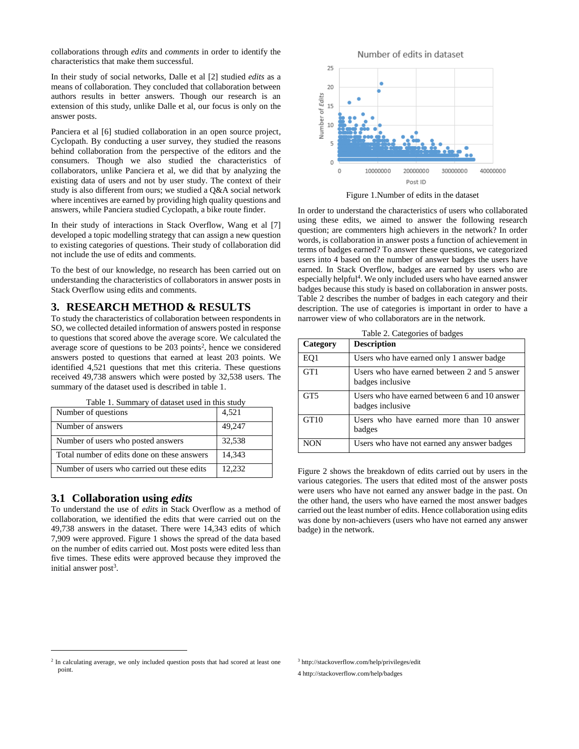collaborations through *edits* and *comments* in order to identify the characteristics that make them successful.

In their study of social networks, Dalle et al [2] studied *edits* as a means of collaboration. They concluded that collaboration between authors results in better answers. Though our research is an extension of this study, unlike Dalle et al, our focus is only on the answer posts.

Panciera et al [6] studied collaboration in an open source project, Cyclopath. By conducting a user survey, they studied the reasons behind collaboration from the perspective of the editors and the consumers. Though we also studied the characteristics of collaborators, unlike Panciera et al, we did that by analyzing the existing data of users and not by user study. The context of their study is also different from ours; we studied a Q&A social network where incentives are earned by providing high quality questions and answers, while Panciera studied Cyclopath, a bike route finder.

In their study of interactions in Stack Overflow, Wang et al [7] developed a topic modelling strategy that can assign a new question to existing categories of questions. Their study of collaboration did not include the use of edits and comments.

To the best of our knowledge, no research has been carried out on understanding the characteristics of collaborators in answer posts in Stack Overflow using edits and comments.

## 3. RESEARCH METHOD & RESULTS

To study the characteristics of collaboration between respondents in SO, we collected detailed information of answers posted in response to questions that scored above the average score. We calculated the average score of questions to be 203 points[2], hence we considered answers posted to questions that earned at least 203 points. We identified 4,521 questions that met this criteria. These questions received 49,738 answers which were posted by 32,538 users. The summary of the dataset used is described in table 1.

Table 1. Summary of dataset used in this study

| | |
|---|---|
| Number of questions | 4,521 |
| Number of answers | 49,247 |
| Number of users who posted answers | 32,538 |
| Total number of edits done on these answers | 14,343 |
| Number of users who carried out these edits | 12,232 |

### 3.1 Collaboration using *edits*

To understand the use of *edits* in Stack Overflow as a method of collaboration, we identified the edits that were carried out on the 49,738 answers in the dataset. There were 14,343 edits of which 7,909 were approved. Figure 1 shows the spread of the data based on the number of edits carried out. Most posts were edited less than five times. These edits were approved because they improved the initial answer post[3].

Figure 1.Number of edits in the dataset

In order to understand the characteristics of users who collaborated using these edits, we aimed to answer the following research question; are commenters high achievers in the network? In order words, is collaboration in answer posts a function of achievement in terms of badges earned? To answer these questions, we categorized users into 4 based on the number of answer badges the users have earned. In Stack Overflow, badges are earned by users who are especially helpful[4]. We only included users who have earned answer badges because this study is based on collaboration in answer posts. Table 2 describes the number of badges in each category and their description. The use of categories is important in order to have a narrower view of who collaborators are in the network.

Table 2. Categories of badges

| Category | Description |
|---|---|
| EQ1 | Users who have earned only 1 answer badge |
| GT1 | Users who have earned between 2 and 5 answer badges inclusive |
| GT5 | Users who have earned between 6 and 10 answer badges inclusive |
| GT10 | Users who have earned more than 10 answer badges |
| NON | Users who have not earned any answer badges |

Figure 2 shows the breakdown of edits carried out by users in the various categories. The users that edited most of the answer posts were users who have not earned any answer badge in the past. On the other hand, the users who have earned the most answer badges carried out the least number of edits. Hence collaboration using edits was done by non-achievers (users who have not earned any answer badge) in the network.

---

[2] In calculating average, we only included question posts that had scored at least one point.

[3] http://stackoverflow.com/help/privileges/edit

[4] http://stackoverflow.com/help/badges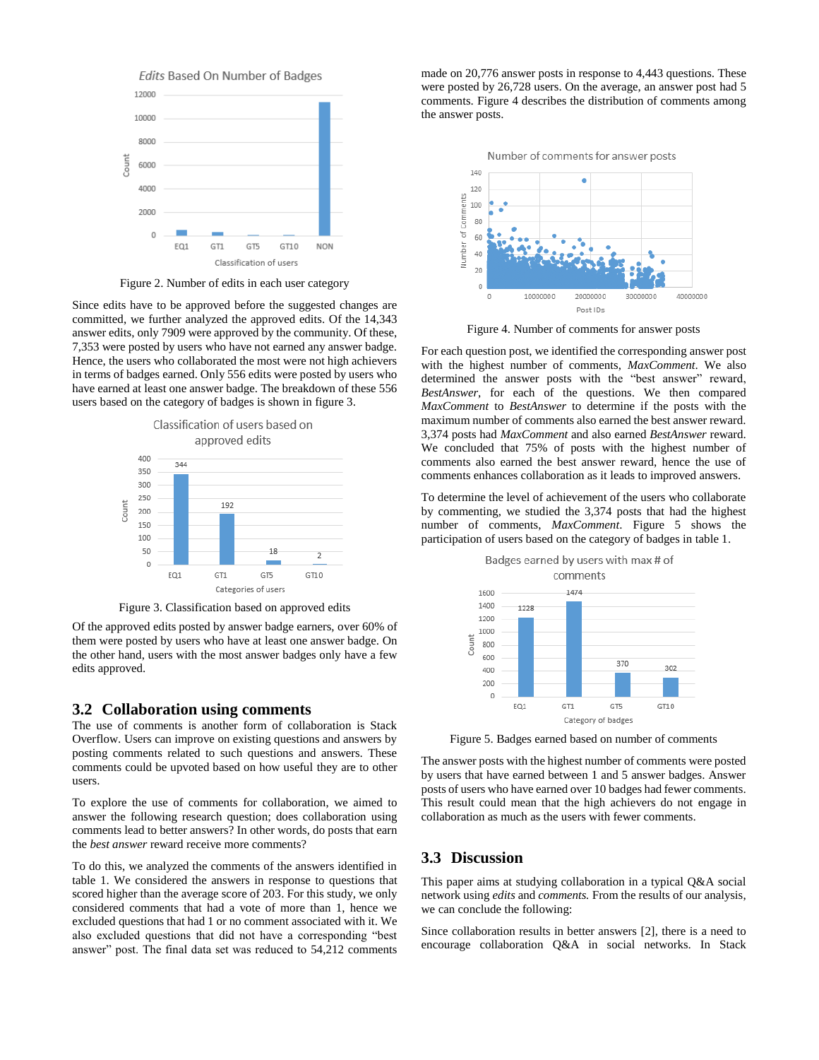Figure 2. Number of edits in each user category

Since edits have to be approved before the suggested changes are committed, we further analyzed the approved edits. Of the 14,343 answer edits, only 7909 were approved by the community. Of these, 7,353 were posted by users who have not earned any answer badge. Hence, the users who collaborated the most were not high achievers in terms of badges earned. Only 556 edits were posted by users who have earned at least one answer badge. The breakdown of these 556 users based on the category of badges is shown in figure 3.

Figure 3. Classification based on approved edits

Of the approved edits posted by answer badge earners, over 60% of them were posted by users who have at least one answer badge. On the other hand, users with the most answer badges only have a few edits approved.

## 3.2 Collaboration using comments

The use of comments is another form of collaboration is Stack Overflow. Users can improve on existing questions and answers by posting comments related to such questions and answers. These comments could be upvoted based on how useful they are to other users.

To explore the use of comments for collaboration, we aimed to answer the following research question; does collaboration using comments lead to better answers? In other words, do posts that earn the *best answer* reward receive more comments?

To do this, we analyzed the comments of the answers identified in table 1. We considered the answers in response to questions that scored higher than the average score of 203. For this study, we only considered comments that had a vote of more than 1, hence we excluded questions that had 1 or no comment associated with it. We also excluded questions that did not have a corresponding "best answer" post. The final data set was reduced to 54,212 comments made on 20,776 answer posts in response to 4,443 questions. These were posted by 26,728 users. On the average, an answer post had 5 comments. Figure 4 describes the distribution of comments among the answer posts.

Figure 4. Number of comments for answer posts

For each question post, we identified the corresponding answer post with the highest number of comments, *MaxComment*. We also determined the answer posts with the "best answer" reward, *BestAnswer*, for each of the questions. We then compared *MaxComment* to *BestAnswer* to determine if the posts with the maximum number of comments also earned the best answer reward. 3,374 posts had *MaxComment* and also earned *BestAnswer* reward. We concluded that 75% of posts with the highest number of comments also earned the best answer reward, hence the use of comments enhances collaboration as it leads to improved answers.

To determine the level of achievement of the users who collaborate by commenting, we studied the 3,374 posts that had the highest number of comments, *MaxComment*. Figure 5 shows the participation of users based on the category of badges in table 1.

Figure 5. Badges earned based on number of comments

The answer posts with the highest number of comments were posted by users that have earned between 1 and 5 answer badges. Answer posts of users who have earned over 10 badges had fewer comments. This result could mean that the high achievers do not engage in collaboration as much as the users with fewer comments.

## 3.3 Discussion

This paper aims at studying collaboration in a typical Q&A social network using *edits* and *comments.* From the results of our analysis, we can conclude the following:

Since collaboration results in better answers [2], there is a need to encourage collaboration Q&A in social networks. In Stack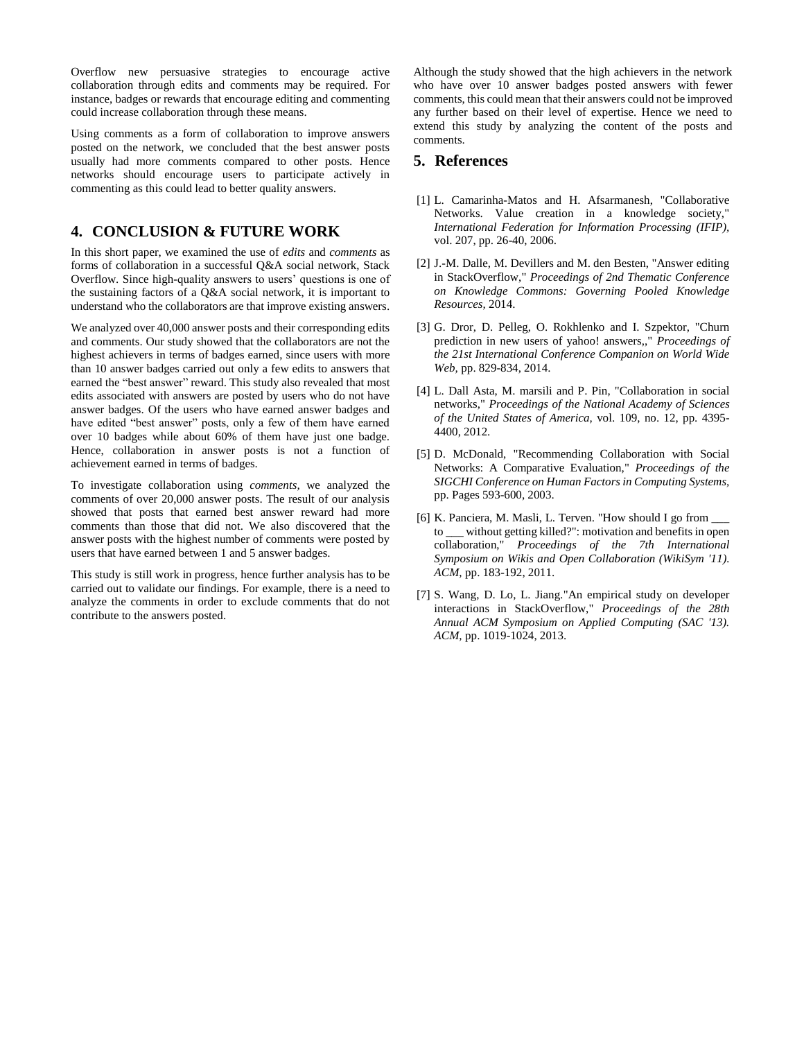Overflow new persuasive strategies to encourage active collaboration through edits and comments may be required. For instance, badges or rewards that encourage editing and commenting could increase collaboration through these means.

Using comments as a form of collaboration to improve answers posted on the network, we concluded that the best answer posts usually had more comments compared to other posts. Hence networks should encourage users to participate actively in commenting as this could lead to better quality answers.

## 4. CONCLUSION & FUTURE WORK

In this short paper, we examined the use of *edits* and *comments* as forms of collaboration in a successful Q&A social network, Stack Overflow. Since high-quality answers to users' questions is one of the sustaining factors of a Q&A social network, it is important to understand who the collaborators are that improve existing answers.

We analyzed over 40,000 answer posts and their corresponding edits and comments. Our study showed that the collaborators are not the highest achievers in terms of badges earned, since users with more than 10 answer badges carried out only a few edits to answers that earned the "best answer" reward. This study also revealed that most edits associated with answers are posted by users who do not have answer badges. Of the users who have earned answer badges and have edited "best answer" posts, only a few of them have earned over 10 badges while about 60% of them have just one badge. Hence, collaboration in answer posts is not a function of achievement earned in terms of badges.

To investigate collaboration using *comments,* we analyzed the comments of over 20,000 answer posts. The result of our analysis showed that posts that earned best answer reward had more comments than those that did not. We also discovered that the answer posts with the highest number of comments were posted by users that have earned between 1 and 5 answer badges.

This study is still work in progress, hence further analysis has to be carried out to validate our findings. For example, there is a need to analyze the comments in order to exclude comments that do not contribute to the answers posted.

Although the study showed that the high achievers in the network who have over 10 answer badges posted answers with fewer comments, this could mean that their answers could not be improved any further based on their level of expertise. Hence we need to extend this study by analyzing the content of the posts and comments.

## 5. References

[1] L. Camarinha-Matos and H. Afsarmanesh, "Collaborative Networks. Value creation in a knowledge society," *International Federation for Information Processing (IFIP),* vol. 207, pp. 26-40, 2006.

[2] J.-M. Dalle, M. Devillers and M. den Besten, "Answer editing in StackOverflow," *Proceedings of 2nd Thematic Conference on Knowledge Commons: Governing Pooled Knowledge Resources,* 2014.

[3] G. Dror, D. Pelleg, O. Rokhlenko and I. Szpektor, "Churn prediction in new users of yahoo! answers,," *Proceedings of the 21st International Conference Companion on World Wide Web,* pp. 829-834, 2014.

[4] L. Dall Asta, M. marsili and P. Pin, "Collaboration in social networks," *Proceedings of the National Academy of Sciences of the United States of America,* vol. 109, no. 12, pp. 4395-4400, 2012.

[5] D. McDonald, "Recommending Collaboration with Social Networks: A Comparative Evaluation," *Proceedings of the SIGCHI Conference on Human Factors in Computing Systems,* pp. Pages 593-600, 2003.

[6] K. Panciera, M. Masli, L. Terven. "How should I go from ___ to ___ without getting killed?": motivation and benefits in open collaboration," *Proceedings of the 7th International Symposium on Wikis and Open Collaboration (WikiSym '11). ACM,* pp. 183-192, 2011.

[7] S. Wang, D. Lo, L. Jiang."An empirical study on developer interactions in StackOverflow," *Proceedings of the 28th Annual ACM Symposium on Applied Computing (SAC '13). ACM,* pp. 1019-1024, 2013.